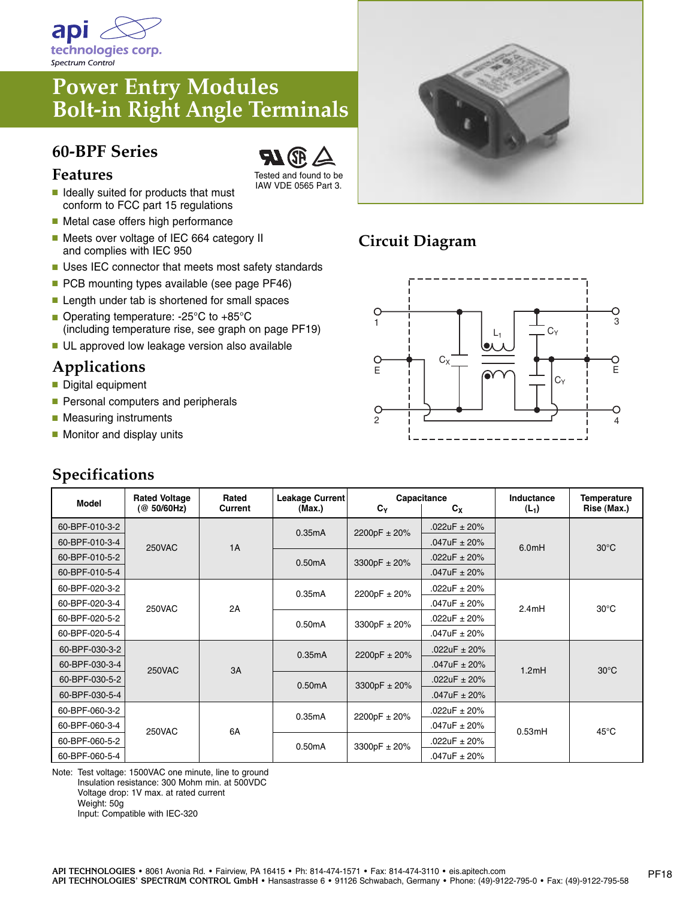api technologies corp.
Spectrum Control

# Power Entry Modules Bolt-in Right Angle Terminals

## 60-BPF Series

Tested and found to be IAW VDE 0565 Part 3.

### Features

- Ideally suited for products that must conform to FCC part 15 regulations
- Metal case offers high performance
- Meets over voltage of IEC 664 category II and complies with IEC 950
- Uses IEC connector that meets most safety standards
- PCB mounting types available (see page PF46)
- Length under tab is shortened for small spaces
- Operating temperature: -25°C to +85°C (including temperature rise, see graph on page PF19)
- UL approved low leakage version also available

### Applications

- Digital equipment
- Personal computers and peripherals
- Measuring instruments
- Monitor and display units

## Circuit Diagram

1, E, 2, 3, E, 4, $C_X$, $L_1$, $C_Y$, $C_Y$

## Specifications

| Model | Rated Voltage (@ 50/60Hz) | Rated Current | Leakage Current (Max.) | Capacitance $C_Y$ | Capacitance $C_X$ | Inductance ($L_1$) | Temperature Rise (Max.) |
|---|---|---|---|---|---|---|---|
| 60-BPF-010-3-2 | 250VAC | 1A | 0.35mA | 2200pF ± 20% | .022uF ± 20% | 6.0mH | 30°C |
| 60-BPF-010-3-4 | | | | | .047uF ± 20% | | |
| 60-BPF-010-5-2 | | | 0.50mA | 3300pF ± 20% | .022uF ± 20% | | |
| 60-BPF-010-5-4 | | | | | .047uF ± 20% | | |
| 60-BPF-020-3-2 | 250VAC | 2A | 0.35mA | 2200pF ± 20% | .022uF ± 20% | 2.4mH | 30°C |
| 60-BPF-020-3-4 | | | | | .047uF ± 20% | | |
| 60-BPF-020-5-2 | | | 0.50mA | 3300pF ± 20% | .022uF ± 20% | | |
| 60-BPF-020-5-4 | | | | | .047uF ± 20% | | |
| 60-BPF-030-3-2 | 250VAC | 3A | 0.35mA | 2200pF ± 20% | .022uF ± 20% | 1.2mH | 30°C |
| 60-BPF-030-3-4 | | | | | .047uF ± 20% | | |
| 60-BPF-030-5-2 | | | 0.50mA | 3300pF ± 20% | .022uF ± 20% | | |
| 60-BPF-030-5-4 | | | | | .047uF ± 20% | | |
| 60-BPF-060-3-2 | 250VAC | 6A | 0.35mA | 2200pF ± 20% | .022uF ± 20% | 0.53mH | 45°C |
| 60-BPF-060-3-4 | | | | | .047uF ± 20% | | |
| 60-BPF-060-5-2 | | | 0.50mA | 3300pF ± 20% | .022uF ± 20% | | |
| 60-BPF-060-5-4 | | | | | .047uF ± 20% | | |

Note: Test voltage: 1500VAC one minute, line to ground
Insulation resistance: 300 Mohm min. at 500VDC
Voltage drop: 1V max. at rated current
Weight: 50g
Input: Compatible with IEC-320

API TECHNOLOGIES • 8061 Avonia Rd. • Fairview, PA 16415 • Ph: 814-474-1571 • Fax: 814-474-3110 • eis.apitech.com
API TECHNOLOGIES' SPECTRUM CONTROL GmbH • Hansastrasse 6 • 91126 Schwabach, Germany • Phone: (49)-9122-795-0 • Fax: (49)-9122-795-58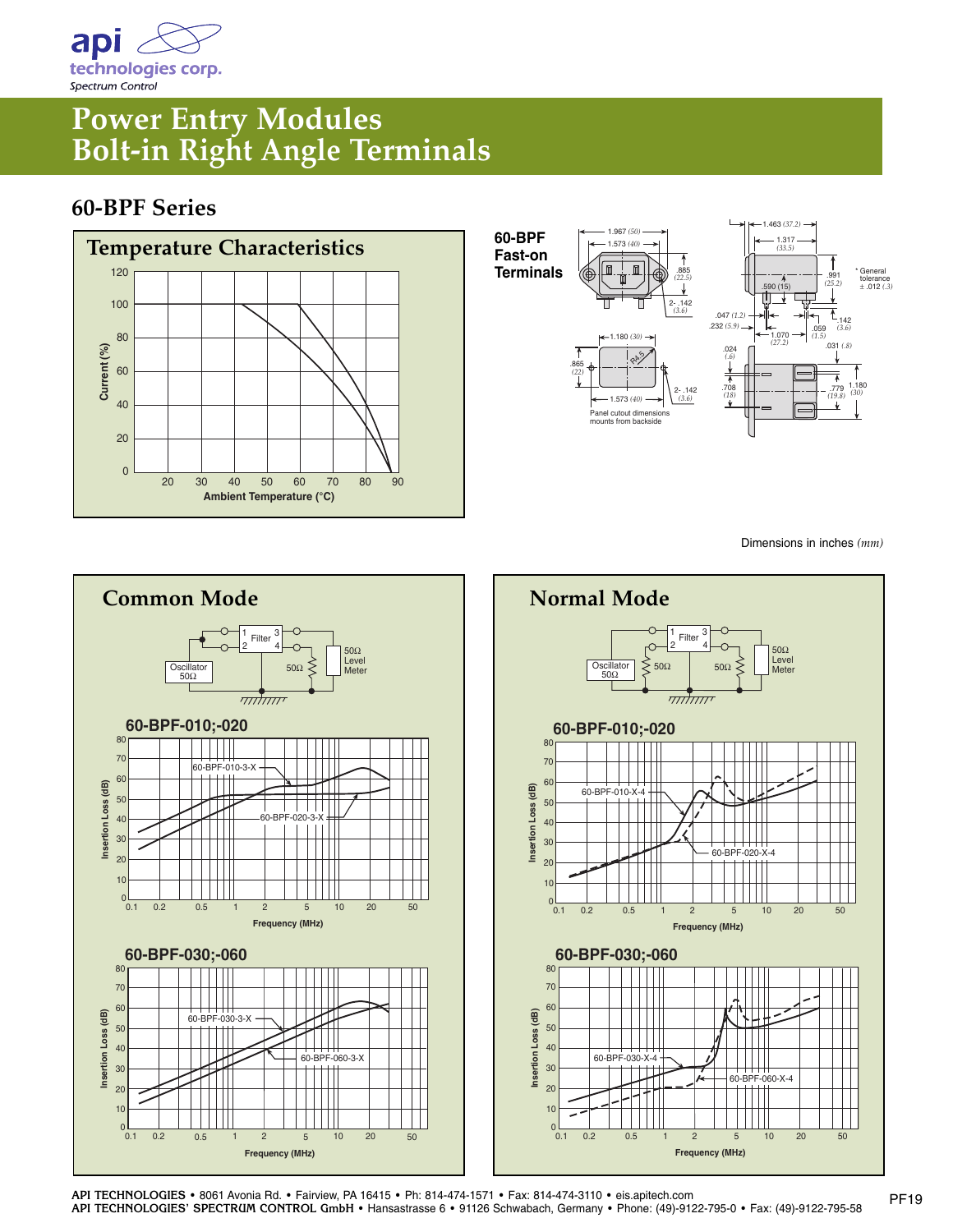# Power Entry Modules
# Bolt-in Right Angle Terminals

## 60-BPF Series

### Temperature Characteristics

120
100
80
60
40
20
0
Current (%)
20 30 40 50 60 70 80 90
Ambient Temperature (°C)

### 60-BPF Fast-on Terminals

1.967 *(50)*
1.573 *(40)*
.885 *(22.5)*
2- .142 *(3.6)*
1.463 *(37.2)*
1.317 *(33.5)*
.590 (15)
.991 *(25.2)*
* General tolerance ± .012 *(.3)*
.047 *(1.2)*
.232 *(5.9)*
1.070 *(27.2)*
.059 *(1.5)*
.142 *(3.6)*
.031 *(.8)*
1.180 *(30)*
.865 *(22)*
R4.5
1.573 *(40)*
2- .142 *(3.6)*
Panel cutout dimensions mounts from backside
.024 *(.6)*
.708 *(18)*
.779 *(19.8)*
1.180 *(30)*

Dimensions in inches *(mm)*

### Common Mode

Filter 1 2 3 4
Oscillator 50Ω
50Ω
50Ω Level Meter

#### 60-BPF-010;-020

Insertion Loss (dB)
80 70 60 50 40 30 20 10 0
60-BPF-010-3-X
60-BPF-020-3-X
0.1 0.2 0.5 1 2 5 10 20 50
Frequency (MHz)

#### 60-BPF-030;-060

Insertion Loss (dB)
80 70 60 50 40 30 20 10 0
60-BPF-030-3-X
60-BPF-060-3-X
0.1 0.2 0.5 1 2 5 10 20 50
Frequency (MHz)

### Normal Mode

Filter 1 2 3 4
Oscillator 50Ω
50Ω
50Ω
50Ω Level Meter

#### 60-BPF-010;-020

Insertion Loss (dB)
80 70 60 50 40 30 20 10 0
60-BPF-010-X-4
60-BPF-020-X-4
0.1 0.2 0.5 1 2 5 10 20 50
Frequency (MHz)

#### 60-BPF-030;-060

Insertion Loss (dB)
80 70 60 50 40 30 20 10 0
60-BPF-030-X-4
60-BPF-060-X-4
0.1 0.2 0.5 1 2 5 10 20 50
Frequency (MHz)

**API TECHNOLOGIES** • 8061 Avonia Rd. • Fairview, PA 16415 • Ph: 814-474-1571 • Fax: 814-474-3110 • eis.apitech.com
**API TECHNOLOGIES' SPECTRUM CONTROL GmbH** • Hansastrasse 6 • 91126 Schwabach, Germany • Phone: (49)-9122-795-0 • Fax: (49)-9122-795-58